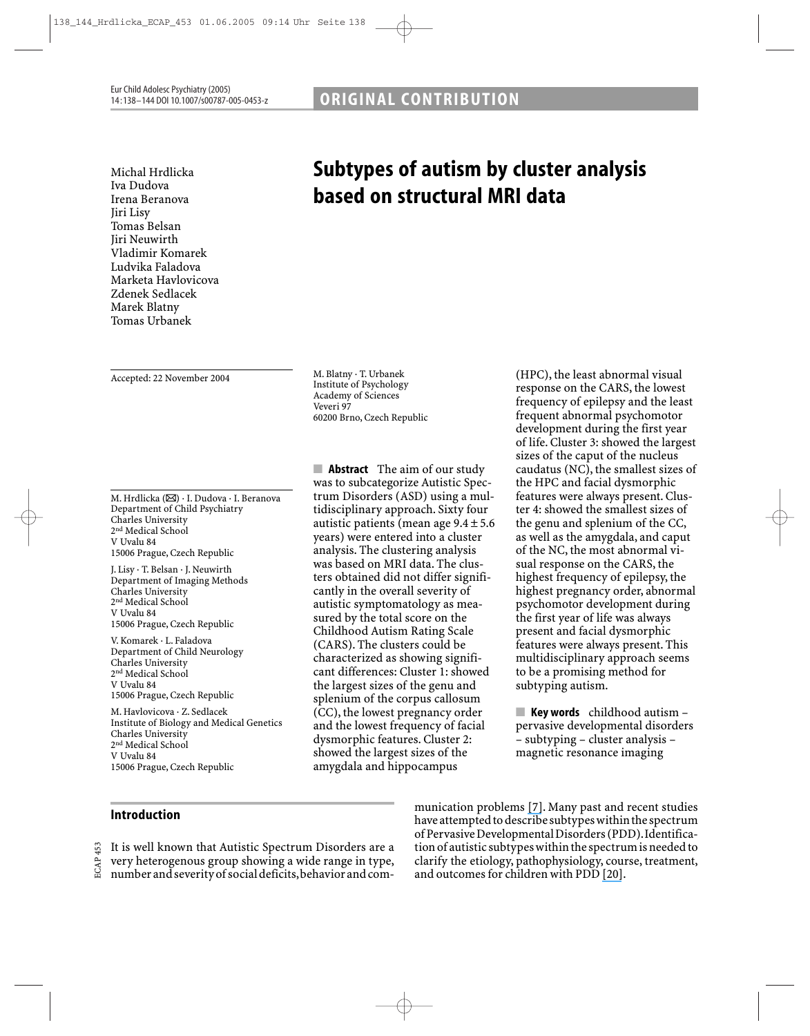ORIGINAL CONTRIBUTION

# Subtypes of autism by cluster analysis based on structural MRI data

Michal Hrdlicka
Iva Dudova
Irena Beranova
Jiri Lisy
Tomas Belsan
Jiri Neuwirth
Vladimir Komarek
Ludvika Faladova
Marketa Havlovicova
Zdenek Sedlacek
Marek Blatny
Tomas Urbanek

Accepted: 22 November 2004

M. Hrdlicka (✉) · I. Dudova · I. Beranova
Department of Child Psychiatry
Charles University
2nd Medical School
V Uvalu 84
15006 Prague, Czech Republic

J. Lisy · T. Belsan · J. Neuwirth
Department of Imaging Methods
Charles University
2nd Medical School
V Uvalu 84
15006 Prague, Czech Republic

V. Komarek · L. Faladova
Department of Child Neurology
Charles University
2nd Medical School
V Uvalu 84
15006 Prague, Czech Republic

M. Havlovicova · Z. Sedlacek
Institute of Biology and Medical Genetics
Charles University
2nd Medical School
V Uvalu 84
15006 Prague, Czech Republic

M. Blatny · T. Urbanek
Institute of Psychology
Academy of Sciences
Veveri 97
60200 Brno, Czech Republic

**Abstract** The aim of our study was to subcategorize Autistic Spectrum Disorders (ASD) using a multidisciplinary approach. Sixty four autistic patients (mean age $9.4 \pm 5.6$ years) were entered into a cluster analysis. The clustering analysis was based on MRI data. The clusters obtained did not differ significantly in the overall severity of autistic symptomatology as measured by the total score on the Childhood Autism Rating Scale (CARS). The clusters could be characterized as showing significant differences: Cluster 1: showed the largest sizes of the genu and splenium of the corpus callosum (CC), the lowest pregnancy order and the lowest frequency of facial dysmorphic features. Cluster 2: showed the largest sizes of the amygdala and hippocampus (HPC), the least abnormal visual response on the CARS, the lowest frequency of epilepsy and the least frequent abnormal psychomotor development during the first year of life. Cluster 3: showed the largest sizes of the caput of the nucleus caudatus (NC), the smallest sizes of the HPC and facial dysmorphic features were always present. Cluster 4: showed the smallest sizes of the genu and splenium of the CC, as well as the amygdala, and caput of the NC, the most abnormal visual response on the CARS, the highest frequency of epilepsy, the highest pregnancy order, abnormal psychomotor development during the first year of life was always present and facial dysmorphic features were always present. This multidisciplinary approach seems to be a promising method for subtyping autism.

**Key words** childhood autism – pervasive developmental disorders – subtyping – cluster analysis – magnetic resonance imaging

## Introduction

It is well known that Autistic Spectrum Disorders are a very heterogenous group showing a wide range in type, number and severity of social deficits, behavior and communication problems [7]. Many past and recent studies have attempted to describe subtypes within the spectrum of Pervasive Developmental Disorders (PDD). Identification of autistic subtypes within the spectrum is needed to clarify the etiology, pathophysiology, course, treatment, and outcomes for children with PDD [20].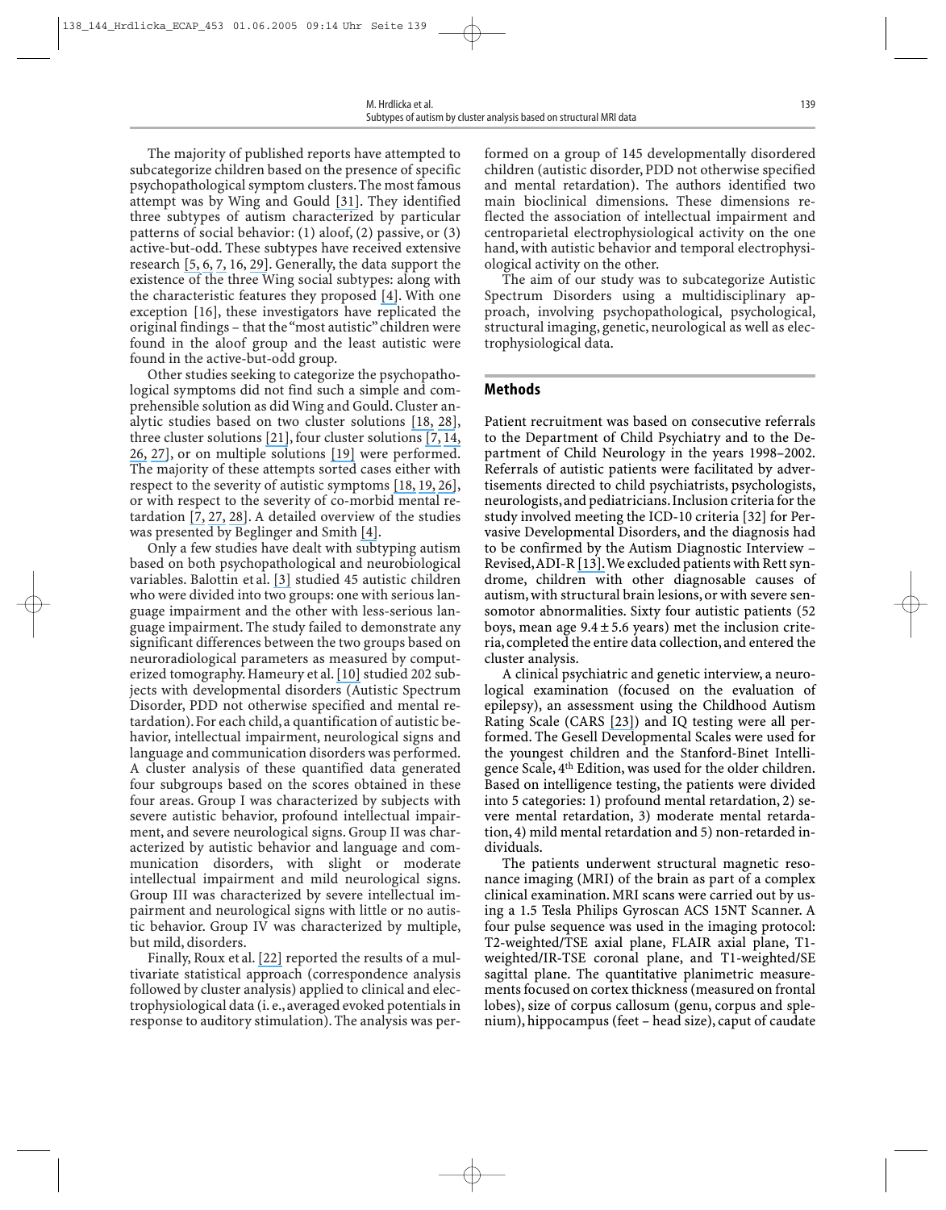The majority of published reports have attempted to subcategorize children based on the presence of specific psychopathological symptom clusters. The most famous attempt was by Wing and Gould [31]. They identified three subtypes of autism characterized by particular patterns of social behavior: (1) aloof, (2) passive, or (3) active-but-odd. These subtypes have received extensive research [5, 6, 7, 16, 29]. Generally, the data support the existence of the three Wing social subtypes: along with the characteristic features they proposed [4]. With one exception [16], these investigators have replicated the original findings – that the "most autistic" children were found in the aloof group and the least autistic were found in the active-but-odd group.

Other studies seeking to categorize the psychopathological symptoms did not find such a simple and comprehensible solution as did Wing and Gould. Cluster analytic studies based on two cluster solutions [18, 28], three cluster solutions [21], four cluster solutions [7, 14, 26, 27], or on multiple solutions [19] were performed. The majority of these attempts sorted cases either with respect to the severity of autistic symptoms [18, 19, 26], or with respect to the severity of co-morbid mental retardation [7, 27, 28]. A detailed overview of the studies was presented by Beglinger and Smith [4].

Only a few studies have dealt with subtyping autism based on both psychopathological and neurobiological variables. Balottin et al. [3] studied 45 autistic children who were divided into two groups: one with serious language impairment and the other with less-serious language impairment. The study failed to demonstrate any significant differences between the two groups based on neuroradiological parameters as measured by computerized tomography. Hameury et al. [10] studied 202 subjects with developmental disorders (Autistic Spectrum Disorder, PDD not otherwise specified and mental retardation). For each child, a quantification of autistic behavior, intellectual impairment, neurological signs and language and communication disorders was performed. A cluster analysis of these quantified data generated four subgroups based on the scores obtained in these four areas. Group I was characterized by subjects with severe autistic behavior, profound intellectual impairment, and severe neurological signs. Group II was characterized by autistic behavior and language and communication disorders, with slight or moderate intellectual impairment and mild neurological signs. Group III was characterized by severe intellectual impairment and neurological signs with little or no autistic behavior. Group IV was characterized by multiple, but mild, disorders.

Finally, Roux et al. [22] reported the results of a multivariate statistical approach (correspondence analysis followed by cluster analysis) applied to clinical and electrophysiological data (i. e., averaged evoked potentials in response to auditory stimulation). The analysis was performed on a group of 145 developmentally disordered children (autistic disorder, PDD not otherwise specified and mental retardation). The authors identified two main bioclinical dimensions. These dimensions reflected the association of intellectual impairment and centroparietal electrophysiological activity on the one hand, with autistic behavior and temporal electrophysiological activity on the other.

The aim of our study was to subcategorize Autistic Spectrum Disorders using a multidisciplinary approach, involving psychopathological, psychological, structural imaging, genetic, neurological as well as electrophysiological data.

## Methods

Patient recruitment was based on consecutive referrals to the Department of Child Psychiatry and to the Department of Child Neurology in the years 1998–2002. Referrals of autistic patients were facilitated by advertisements directed to child psychiatrists, psychologists, neurologists, and pediatricians. Inclusion criteria for the study involved meeting the ICD-10 criteria [32] for Pervasive Developmental Disorders, and the diagnosis had to be confirmed by the Autism Diagnostic Interview – Revised, ADI-R [13]. We excluded patients with Rett syndrome, children with other diagnosable causes of autism, with structural brain lesions, or with severe sensomotor abnormalities. Sixty four autistic patients (52 boys, mean age $9.4 \pm 5.6$ years) met the inclusion criteria, completed the entire data collection, and entered the cluster analysis.

A clinical psychiatric and genetic interview, a neurological examination (focused on the evaluation of epilepsy), an assessment using the Childhood Autism Rating Scale (CARS [23]) and IQ testing were all performed. The Gesell Developmental Scales were used for the youngest children and the Stanford-Binet Intelligence Scale, 4th Edition, was used for the older children. Based on intelligence testing, the patients were divided into 5 categories: 1) profound mental retardation, 2) severe mental retardation, 3) moderate mental retardation, 4) mild mental retardation and 5) non-retarded individuals.

The patients underwent structural magnetic resonance imaging (MRI) of the brain as part of a complex clinical examination. MRI scans were carried out by using a 1.5 Tesla Philips Gyroscan ACS 15NT Scanner. A four pulse sequence was used in the imaging protocol: T2-weighted/TSE axial plane, FLAIR axial plane, T1-weighted/IR-TSE coronal plane, and T1-weighted/SE sagittal plane. The quantitative planimetric measurements focused on cortex thickness (measured on frontal lobes), size of corpus callosum (genu, corpus and splenium), hippocampus (feet – head size), caput of caudate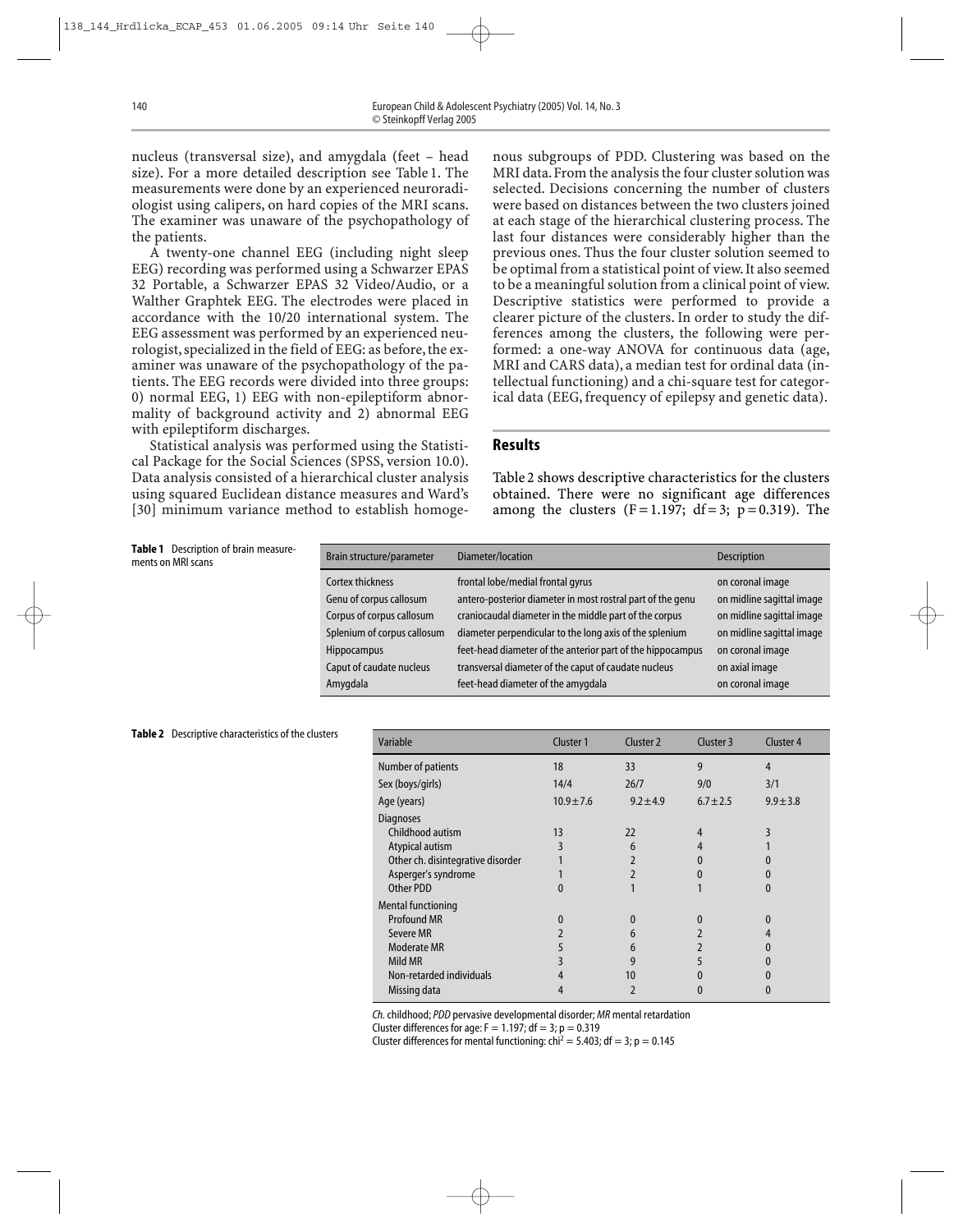nucleus (transversal size), and amygdala (feet – head size). For a more detailed description see Table 1. The measurements were done by an experienced neuroradiologist using calipers, on hard copies of the MRI scans. The examiner was unaware of the psychopathology of the patients.

A twenty-one channel EEG (including night sleep EEG) recording was performed using a Schwarzer EPAS 32 Portable, a Schwarzer EPAS 32 Video/Audio, or a Walther Graphtek EEG. The electrodes were placed in accordance with the 10/20 international system. The EEG assessment was performed by an experienced neurologist, specialized in the field of EEG: as before, the examiner was unaware of the psychopathology of the patients. The EEG records were divided into three groups: 0) normal EEG, 1) EEG with non-epileptiform abnormality of background activity and 2) abnormal EEG with epileptiform discharges.

Statistical analysis was performed using the Statistical Package for the Social Sciences (SPSS, version 10.0). Data analysis consisted of a hierarchical cluster analysis using squared Euclidean distance measures and Ward's [30] minimum variance method to establish homogenous subgroups of PDD. Clustering was based on the MRI data. From the analysis the four cluster solution was selected. Decisions concerning the number of clusters were based on distances between the two clusters joined at each stage of the hierarchical clustering process. The last four distances were considerably higher than the previous ones. Thus the four cluster solution seemed to be optimal from a statistical point of view. It also seemed to be a meaningful solution from a clinical point of view. Descriptive statistics were performed to provide a clearer picture of the clusters. In order to study the differences among the clusters, the following were performed: a one-way ANOVA for continuous data (age, MRI and CARS data), a median test for ordinal data (intellectual functioning) and a chi-square test for categorical data (EEG, frequency of epilepsy and genetic data).

## Results

Table 2 shows descriptive characteristics for the clusters obtained. There were no significant age differences among the clusters ($F = 1.197$; $df = 3$; $p = 0.319$). The

**Table 1** Description of brain measurements on MRI scans

| Brain structure/parameter | Diameter/location | Description |
|---|---|---|
| Cortex thickness | frontal lobe/medial frontal gyrus | on coronal image |
| Genu of corpus callosum | antero-posterior diameter in most rostral part of the genu | on midline sagittal image |
| Corpus of corpus callosum | craniocaudal diameter in the middle part of the corpus | on midline sagittal image |
| Splenium of corpus callosum | diameter perpendicular to the long axis of the splenium | on midline sagittal image |
| Hippocampus | feet-head diameter of the anterior part of the hippocampus | on coronal image |
| Caput of caudate nucleus | transversal diameter of the caput of caudate nucleus | on axial image |
| Amygdala | feet-head diameter of the amygdala | on coronal image |

**Table 2** Descriptive characteristics of the clusters

| Variable | Cluster 1 | Cluster 2 | Cluster 3 | Cluster 4 |
|---|---|---|---|---|
| Number of patients | 18 | 33 | 9 | 4 |
| Sex (boys/girls) | 14/4 | 26/7 | 9/0 | 3/1 |
| Age (years) | $10.9 \pm 7.6$ | $9.2 \pm 4.9$ | $6.7 \pm 2.5$ | $9.9 \pm 3.8$ |
| Diagnoses | | | | |
| Childhood autism | 13 | 22 | 4 | 3 |
| Atypical autism | 3 | 6 | 4 | 1 |
| Other ch. disintegrative disorder | 1 | 2 | 0 | 0 |
| Asperger's syndrome | 1 | 2 | 0 | 0 |
| Other PDD | 0 | 1 | 1 | 0 |
| Mental functioning | | | | |
| Profound MR | 0 | 0 | 0 | 0 |
| Severe MR | 2 | 6 | 2 | 4 |
| Moderate MR | 5 | 6 | 2 | 0 |
| Mild MR | 3 | 9 | 5 | 0 |
| Non-retarded individuals | 4 | 10 | 0 | 0 |
| Missing data | 4 | 2 | 0 | 0 |

*Ch.* childhood; *PDD* pervasive developmental disorder; *MR* mental retardation
Cluster differences for age: $F = 1.197$; $df = 3$; $p = 0.319$
Cluster differences for mental functioning: $chi^2 = 5.403$; $df = 3$; $p = 0.145$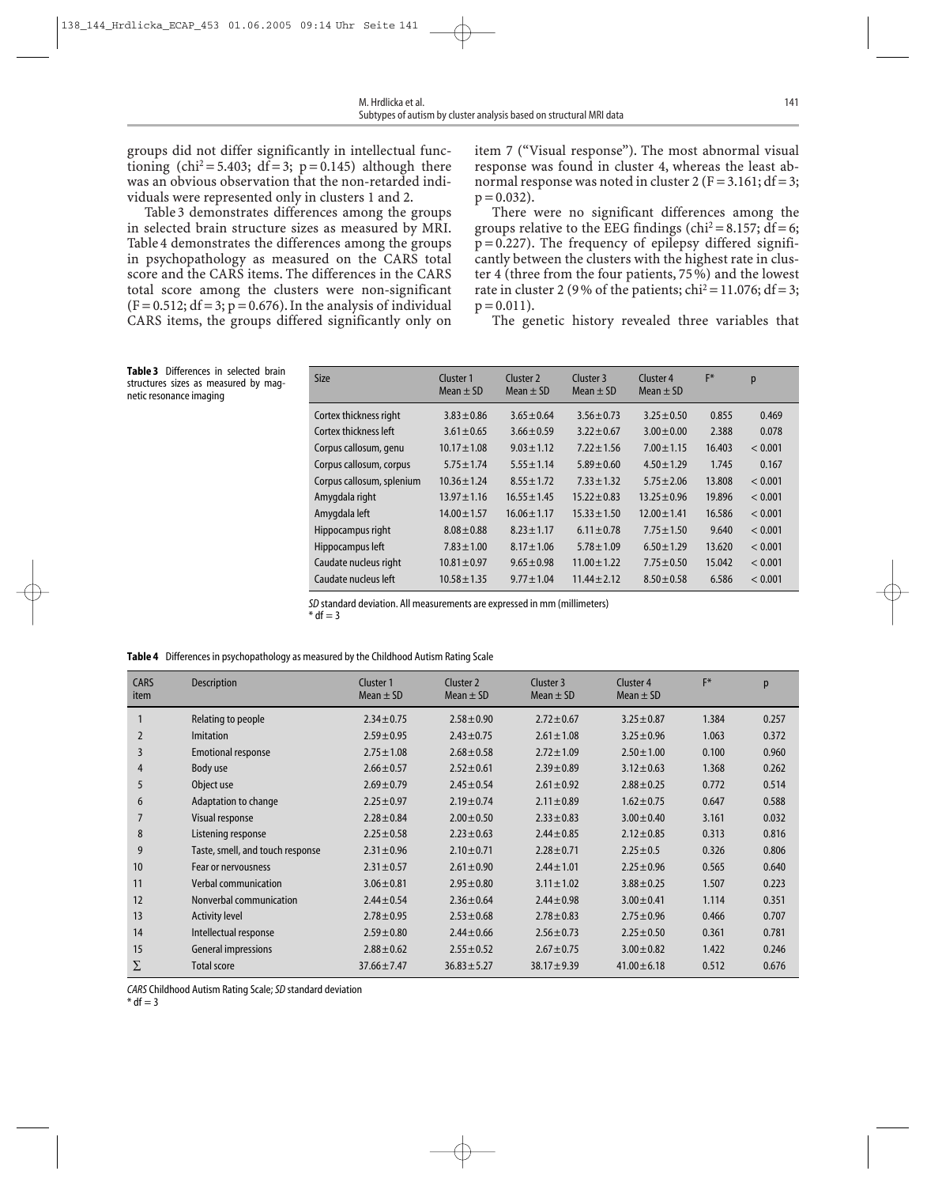groups did not differ significantly in intellectual functioning ($chi^2 = 5.403$; $df = 3$; $p = 0.145$) although there was an obvious observation that the non-retarded individuals were represented only in clusters 1 and 2.

Table 3 demonstrates differences among the groups in selected brain structure sizes as measured by MRI. Table 4 demonstrates the differences among the groups in psychopathology as measured on the CARS total score and the CARS items. The differences in the CARS total score among the clusters were non-significant ($F = 0.512$; $df = 3$; $p = 0.676$). In the analysis of individual CARS items, the groups differed significantly only on item 7 ("Visual response"). The most abnormal visual response was found in cluster 4, whereas the least abnormal response was noted in cluster 2 ($F = 3.161$; $df = 3$; $p = 0.032$).

There were no significant differences among the groups relative to the EEG findings ($chi^2 = 8.157$; $df = 6$; $p = 0.227$). The frequency of epilepsy differed significantly between the clusters with the highest rate in cluster 4 (three from the four patients, 75 %) and the lowest rate in cluster 2 (9 % of the patients; $chi^2 = 11.076$; $df = 3$; $p = 0.011$).

The genetic history revealed three variables that

**Table 3** Differences in selected brain structures sizes as measured by magnetic resonance imaging

| Size | Cluster 1 Mean ± SD | Cluster 2 Mean ± SD | Cluster 3 Mean ± SD | Cluster 4 Mean ± SD | F* | p |
|---|---|---|---|---|---|---|
| Cortex thickness right | 3.83 ± 0.86 | 3.65 ± 0.64 | 3.56 ± 0.73 | 3.25 ± 0.50 | 0.855 | 0.469 |
| Cortex thickness left | 3.61 ± 0.65 | 3.66 ± 0.59 | 3.22 ± 0.67 | 3.00 ± 0.00 | 2.388 | 0.078 |
| Corpus callosum, genu | 10.17 ± 1.08 | 9.03 ± 1.12 | 7.22 ± 1.56 | 7.00 ± 1.15 | 16.403 | < 0.001 |
| Corpus callosum, corpus | 5.75 ± 1.74 | 5.55 ± 1.14 | 5.89 ± 0.60 | 4.50 ± 1.29 | 1.745 | 0.167 |
| Corpus callosum, splenium | 10.36 ± 1.24 | 8.55 ± 1.72 | 7.33 ± 1.32 | 5.75 ± 2.06 | 13.808 | < 0.001 |
| Amygdala right | 13.97 ± 1.16 | 16.55 ± 1.45 | 15.22 ± 0.83 | 13.25 ± 0.96 | 19.896 | < 0.001 |
| Amygdala left | 14.00 ± 1.57 | 16.06 ± 1.17 | 15.33 ± 1.50 | 12.00 ± 1.41 | 16.586 | < 0.001 |
| Hippocampus right | 8.08 ± 0.88 | 8.23 ± 1.17 | 6.11 ± 0.78 | 7.75 ± 1.50 | 9.640 | < 0.001 |
| Hippocampus left | 7.83 ± 1.00 | 8.17 ± 1.06 | 5.78 ± 1.09 | 6.50 ± 1.29 | 13.620 | < 0.001 |
| Caudate nucleus right | 10.81 ± 0.97 | 9.65 ± 0.98 | 11.00 ± 1.22 | 7.75 ± 0.50 | 15.042 | < 0.001 |
| Caudate nucleus left | 10.58 ± 1.35 | 9.77 ± 1.04 | 11.44 ± 2.12 | 8.50 ± 0.58 | 6.586 | < 0.001 |

*SD* standard deviation. All measurements are expressed in mm (millimeters)
\* df = 3

**Table 4** Differences in psychopathology as measured by the Childhood Autism Rating Scale

| CARS item | Description | Cluster 1 Mean ± SD | Cluster 2 Mean ± SD | Cluster 3 Mean ± SD | Cluster 4 Mean ± SD | F* | p |
|---|---|---|---|---|---|---|---|
| 1 | Relating to people | 2.34 ± 0.75 | 2.58 ± 0.90 | 2.72 ± 0.67 | 3.25 ± 0.87 | 1.384 | 0.257 |
| 2 | Imitation | 2.59 ± 0.95 | 2.43 ± 0.75 | 2.61 ± 1.08 | 3.25 ± 0.96 | 1.063 | 0.372 |
| 3 | Emotional response | 2.75 ± 1.08 | 2.68 ± 0.58 | 2.72 ± 1.09 | 2.50 ± 1.00 | 0.100 | 0.960 |
| 4 | Body use | 2.66 ± 0.57 | 2.52 ± 0.61 | 2.39 ± 0.89 | 3.12 ± 0.63 | 1.368 | 0.262 |
| 5 | Object use | 2.69 ± 0.79 | 2.45 ± 0.54 | 2.61 ± 0.92 | 2.88 ± 0.25 | 0.772 | 0.514 |
| 6 | Adaptation to change | 2.25 ± 0.97 | 2.19 ± 0.74 | 2.11 ± 0.89 | 1.62 ± 0.75 | 0.647 | 0.588 |
| 7 | Visual response | 2.28 ± 0.84 | 2.00 ± 0.50 | 2.33 ± 0.83 | 3.00 ± 0.40 | 3.161 | 0.032 |
| 8 | Listening response | 2.25 ± 0.58 | 2.23 ± 0.63 | 2.44 ± 0.85 | 2.12 ± 0.85 | 0.313 | 0.816 |
| 9 | Taste, smell, and touch response | 2.31 ± 0.96 | 2.10 ± 0.71 | 2.28 ± 0.71 | 2.25 ± 0.5 | 0.326 | 0.806 |
| 10 | Fear or nervousness | 2.31 ± 0.57 | 2.61 ± 0.90 | 2.44 ± 1.01 | 2.25 ± 0.96 | 0.565 | 0.640 |
| 11 | Verbal communication | 3.06 ± 0.81 | 2.95 ± 0.80 | 3.11 ± 1.02 | 3.88 ± 0.25 | 1.507 | 0.223 |
| 12 | Nonverbal communication | 2.44 ± 0.54 | 2.36 ± 0.64 | 2.44 ± 0.98 | 3.00 ± 0.41 | 1.114 | 0.351 |
| 13 | Activity level | 2.78 ± 0.95 | 2.53 ± 0.68 | 2.78 ± 0.83 | 2.75 ± 0.96 | 0.466 | 0.707 |
| 14 | Intellectual response | 2.59 ± 0.80 | 2.44 ± 0.66 | 2.56 ± 0.73 | 2.25 ± 0.50 | 0.361 | 0.781 |
| 15 | General impressions | 2.88 ± 0.62 | 2.55 ± 0.52 | 2.67 ± 0.75 | 3.00 ± 0.82 | 1.422 | 0.246 |
| Σ | Total score | 37.66 ± 7.47 | 36.83 ± 5.27 | 38.17 ± 9.39 | 41.00 ± 6.18 | 0.512 | 0.676 |

*CARS* Childhood Autism Rating Scale; *SD* standard deviation
\* df = 3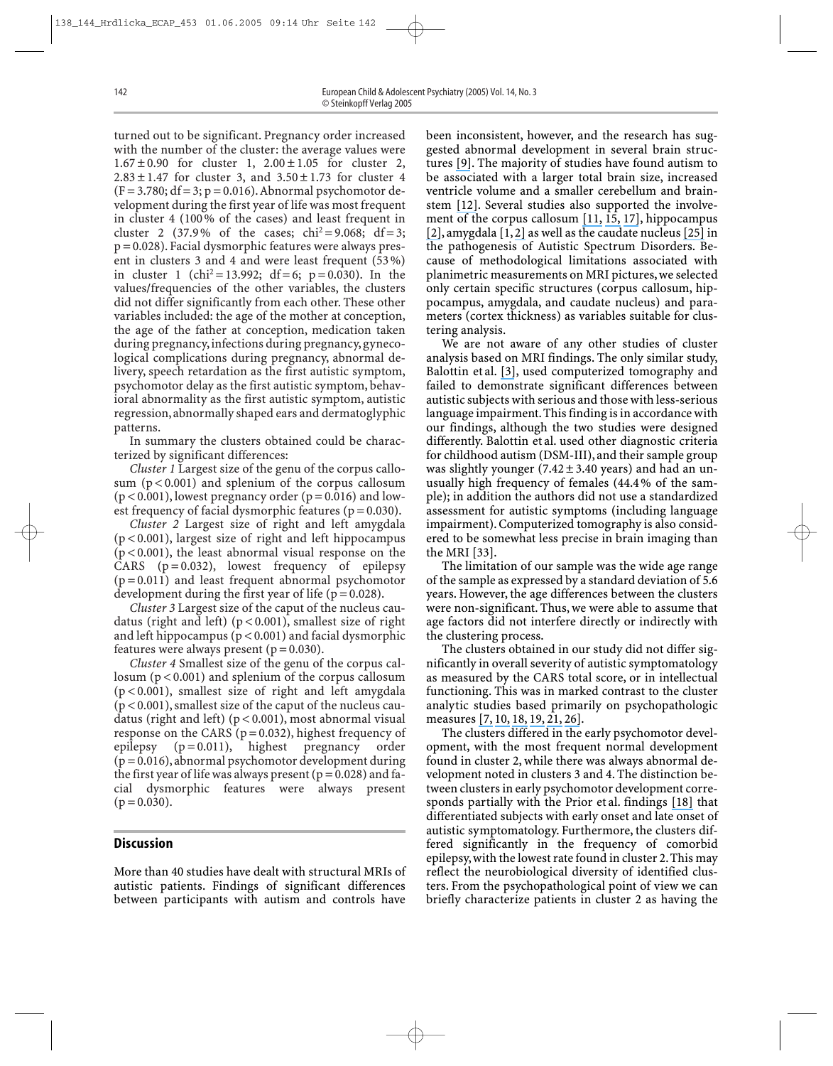turned out to be significant. Pregnancy order increased with the number of the cluster: the average values were $1.67 \pm 0.90$ for cluster 1, $2.00 \pm 1.05$ for cluster 2, $2.83 \pm 1.47$ for cluster 3, and $3.50 \pm 1.73$ for cluster 4 ($F = 3.780$; $df = 3$; $p = 0.016$). Abnormal psychomotor development during the first year of life was most frequent in cluster 4 (100% of the cases) and least frequent in cluster 2 (37.9% of the cases; $chi^2 = 9.068$; $df = 3$; $p = 0.028$). Facial dysmorphic features were always present in clusters 3 and 4 and were least frequent (53%) in cluster 1 ($chi^2 = 13.992$; $df = 6$; $p = 0.030$). In the values/frequencies of the other variables, the clusters did not differ significantly from each other. These other variables included: the age of the mother at conception, the age of the father at conception, medication taken during pregnancy, infections during pregnancy, gynecological complications during pregnancy, abnormal delivery, speech retardation as the first autistic symptom, psychomotor delay as the first autistic symptom, behavioral abnormality as the first autistic symptom, autistic regression, abnormally shaped ears and dermatoglyphic patterns.

In summary the clusters obtained could be characterized by significant differences:

*Cluster 1* Largest size of the genu of the corpus callosum ($p < 0.001$) and splenium of the corpus callosum ($p < 0.001$), lowest pregnancy order ($p = 0.016$) and lowest frequency of facial dysmorphic features ($p = 0.030$).

*Cluster 2* Largest size of right and left amygdala ($p < 0.001$), largest size of right and left hippocampus ($p < 0.001$), the least abnormal visual response on the CARS ($p = 0.032$), lowest frequency of epilepsy ($p = 0.011$) and least frequent abnormal psychomotor development during the first year of life ($p = 0.028$).

*Cluster 3* Largest size of the caput of the nucleus caudatus (right and left) ($p < 0.001$), smallest size of right and left hippocampus ($p < 0.001$) and facial dysmorphic features were always present ($p = 0.030$).

*Cluster 4* Smallest size of the genu of the corpus callosum ($p < 0.001$) and splenium of the corpus callosum ($p < 0.001$), smallest size of right and left amygdala ($p < 0.001$), smallest size of the caput of the nucleus caudatus (right and left) ($p < 0.001$), most abnormal visual response on the CARS ($p = 0.032$), highest frequency of epilepsy ($p = 0.011$), highest pregnancy order ($p = 0.016$), abnormal psychomotor development during the first year of life was always present ($p = 0.028$) and facial dysmorphic features were always present ($p = 0.030$).

## Discussion

More than 40 studies have dealt with structural MRIs of autistic patients. Findings of significant differences between participants with autism and controls have been inconsistent, however, and the research has suggested abnormal development in several brain structures [9]. The majority of studies have found autism to be associated with a larger total brain size, increased ventricle volume and a smaller cerebellum and brainstem [12]. Several studies also supported the involvement of the corpus callosum [11, 15, 17], hippocampus [2], amygdala [1, 2] as well as the caudate nucleus [25] in the pathogenesis of Autistic Spectrum Disorders. Because of methodological limitations associated with planimetric measurements on MRI pictures, we selected only certain specific structures (corpus callosum, hippocampus, amygdala, and caudate nucleus) and parameters (cortex thickness) as variables suitable for clustering analysis.

We are not aware of any other studies of cluster analysis based on MRI findings. The only similar study, Balottin et al. [3], used computerized tomography and failed to demonstrate significant differences between autistic subjects with serious and those with less-serious language impairment. This finding is in accordance with our findings, although the two studies were designed differently. Balottin et al. used other diagnostic criteria for childhood autism (DSM-III), and their sample group was slightly younger ($7.42 \pm 3.40$ years) and had an unusually high frequency of females (44.4% of the sample); in addition the authors did not use a standardized assessment for autistic symptoms (including language impairment). Computerized tomography is also considered to be somewhat less precise in brain imaging than the MRI [33].

The limitation of our sample was the wide age range of the sample as expressed by a standard deviation of 5.6 years. However, the age differences between the clusters were non-significant. Thus, we were able to assume that age factors did not interfere directly or indirectly with the clustering process.

The clusters obtained in our study did not differ significantly in overall severity of autistic symptomatology as measured by the CARS total score, or in intellectual functioning. This was in marked contrast to the cluster analytic studies based primarily on psychopathologic measures [7, 10, 18, 19, 21, 26].

The clusters differed in the early psychomotor development, with the most frequent normal development found in cluster 2, while there was always abnormal development noted in clusters 3 and 4. The distinction between clusters in early psychomotor development corresponds partially with the Prior et al. findings [18] that differentiated subjects with early onset and late onset of autistic symptomatology. Furthermore, the clusters differed significantly in the frequency of comorbid epilepsy, with the lowest rate found in cluster 2. This may reflect the neurobiological diversity of identified clusters. From the psychopathological point of view we can briefly characterize patients in cluster 2 as having the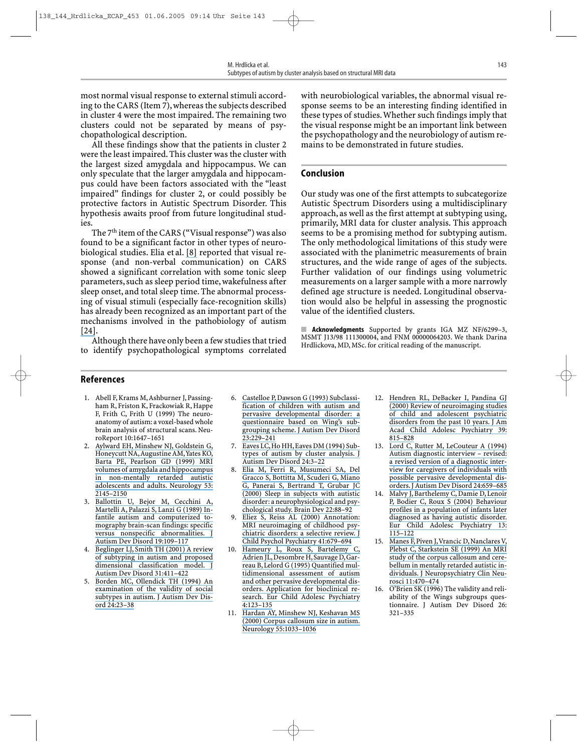most normal visual response to external stimuli according to the CARS (Item 7), whereas the subjects described in cluster 4 were the most impaired. The remaining two clusters could not be separated by means of psychopathological description.

All these findings show that the patients in cluster 2 were the least impaired. This cluster was the cluster with the largest sized amygdala and hippocampus. We can only speculate that the larger amygdala and hippocampus could have been factors associated with the "least impaired" findings for cluster 2, or could possibly be protective factors in Autistic Spectrum Disorder. This hypothesis awaits proof from future longitudinal studies.

The 7th item of the CARS ("Visual response") was also found to be a significant factor in other types of neurobiological studies. Elia et al. [8] reported that visual response (and non-verbal communication) on CARS showed a significant correlation with some tonic sleep parameters, such as sleep period time, wakefulness after sleep onset, and total sleep time. The abnormal processing of visual stimuli (especially face-recognition skills) has already been recognized as an important part of the mechanisms involved in the pathobiology of autism [24].

Although there have only been a few studies that tried to identify psychopathological symptoms correlated with neurobiological variables, the abnormal visual response seems to be an interesting finding identified in these types of studies. Whether such findings imply that the visual response might be an important link between the psychopathology and the neurobiology of autism remains to be demonstrated in future studies.

## Conclusion

Our study was one of the first attempts to subcategorize Autistic Spectrum Disorders using a multidisciplinary approach, as well as the first attempt at subtyping using, primarily, MRI data for cluster analysis. This approach seems to be a promising method for subtyping autism. The only methodological limitations of this study were associated with the planimetric measurements of brain structures, and the wide range of ages of the subjects. Further validation of our findings using volumetric measurements on a larger sample with a more narrowly defined age structure is needed. Longitudinal observation would also be helpful in assessing the prognostic value of the identified clusters.

**Acknowledgments** Supported by grants IGA MZ NF/6299–3, MSMT J13/98 111300004, and FNM 00000064203. We thank Darina Hrdlickova, MD, MSc. for critical reading of the manuscript.

## References

1. Abell F, Krams M, Ashburner J, Passingham R, Friston K, Frackowiak R, Happe F, Frith C, Frith U (1999) The neuroanatomy of autism: a voxel-based whole brain analysis of structural scans. NeuroReport 10:1647–1651
2. Aylward EH, Minshew NJ, Goldstein G, Honeycutt NA, Augustine AM, Yates KO, Barta PE, Pearlson GD (1999) MRI volumes of amygdala and hippocampus in non-mentally retarded autistic adolescents and adults. Neurology 53: 2145–2150
3. Ballottin U, Bejor M, Cecchini A, Martelli A, Palazzi S, Lanzi G (1989) Infantile autism and computerized tomography brain-scan findings: specific versus nonspecific abnormalities. J Autism Dev Disord 19:109–117
4. Beglinger LJ, Smith TH (2001) A review of subtyping in autism and proposed dimensional classification model. J Autism Dev Disord 31:411–422
5. Borden MC, Ollendick TH (1994) An examination of the validity of social subtypes in autism. J Autism Dev Disord 24:23–38
6. Castelloe P, Dawson G (1993) Subclassification of children with autism and pervasive developmental disorder: a questionnaire based on Wing's subgrouping scheme. J Autism Dev Disord 23:229–241
7. Eaves LC, Ho HH, Eaves DM (1994) Subtypes of autism by cluster analysis. J Autism Dev Disord 24:3–22
8. Elia M, Ferri R, Musumeci SA, Del Gracco S, Bottitta M, Scuderi G, Miano G, Panerai S, Bertrand T, Grubar JC (2000) Sleep in subjects with autistic disorder: a neurophysiological and psychological study. Brain Dev 22:88–92
9. Eliez S, Reiss AL (2000) Annotation: MRI neuroimaging of childhood psychiatric disorders: a selective review. J Child Psychol Psychiatry 41:679–694
10. Hameury L, Roux S, Bartelemy C, Adrien JL, Desombre H, Sauvage D, Garreau B, Lelord G (1995) Quantified multidimensional assessment of autism and other pervasive developmental disorders. Application for bioclinical research. Eur Child Adolesc Psychiatry 4:123–135
11. Hardan AY, Minshew NJ, Keshavan MS (2000) Corpus callosum size in autism. Neurology 55:1033–1036
12. Hendren RL, DeBacker I, Pandina GJ (2000) Review of neuroimaging studies of child and adolescent psychiatric disorders from the past 10 years. J Am Acad Child Adolesc Psychiatry 39: 815–828
13. Lord C, Rutter M, LeCouteur A (1994) Autism diagnostic interview – revised: a revised version of a diagnostic interview for caregivers of individuals with possible pervasive developmental disorders. J Autism Dev Disord 24:659–685
14. Malvy J, Barthelemy C, Damie D, Lenoir P, Bodier C, Roux S (2004) Behaviour profiles in a population of infants later diagnosed as having autistic disorder. Eur Child Adolesc Psychiatry 13: 115–122
15. Manes F, Piven J, Vrancic D, Nanclares V, Plebst C, Starkstein SE (1999) An MRI study of the corpus callosum and cerebellum in mentally retarded autistic individuals. J Neuropsychiatry Clin Neurosci 11:470–474
16. O'Brien SK (1996) The validity and reliability of the Wings subgroups questionnaire. J Autism Dev Disord 26: 321–335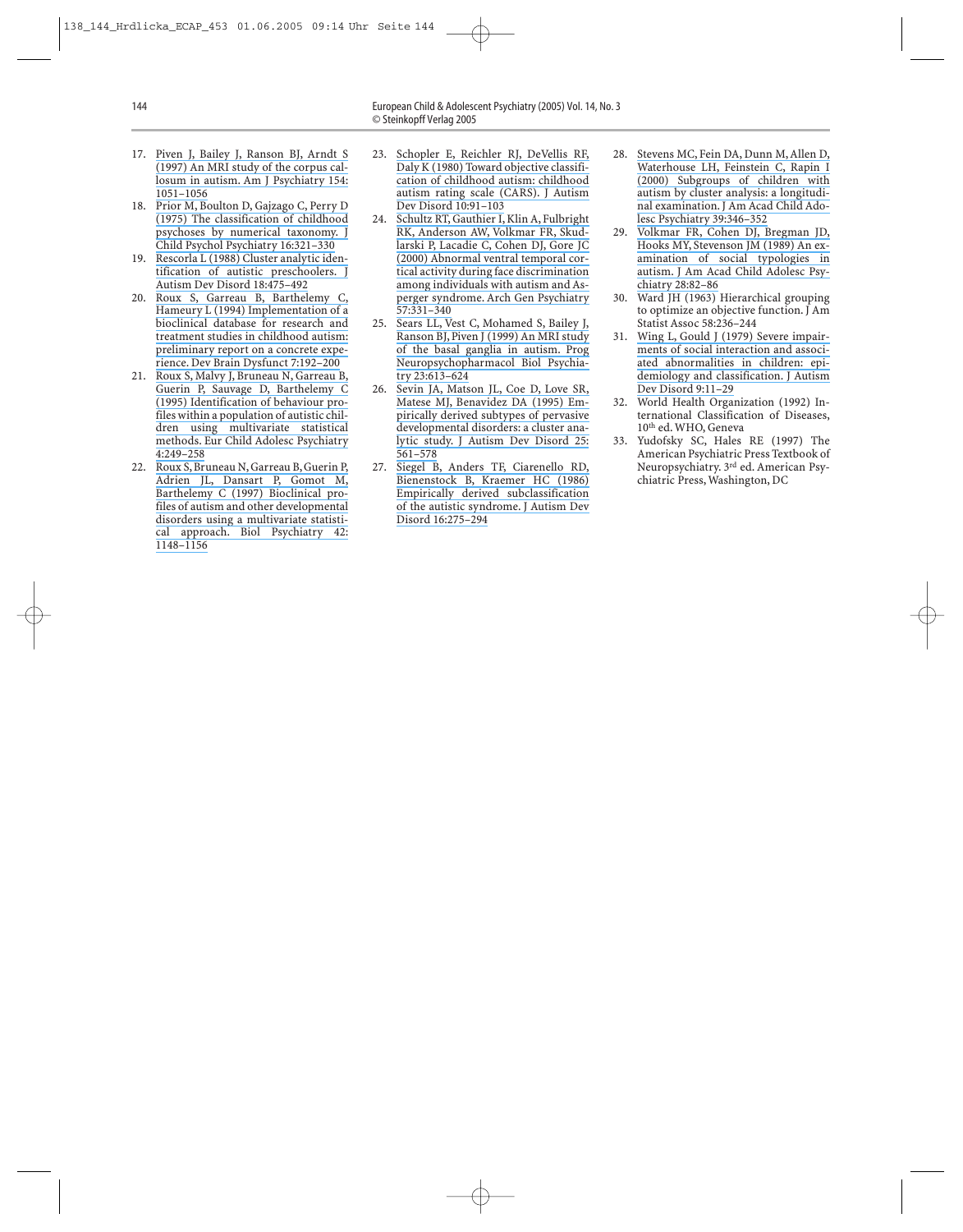17. Piven J, Bailey J, Ranson BJ, Arndt S (1997) An MRI study of the corpus callosum in autism. Am J Psychiatry 154: 1051–1056
18. Prior M, Boulton D, Gajzago C, Perry D (1975) The classification of childhood psychoses by numerical taxonomy. J Child Psychol Psychiatry 16:321–330
19. Rescorla L (1988) Cluster analytic identification of autistic preschoolers. J Autism Dev Disord 18:475–492
20. Roux S, Garreau B, Barthelemy C, Hameury L (1994) Implementation of a bioclinical database for research and treatment studies in childhood autism: preliminary report on a concrete experience. Dev Brain Dysfunct 7:192–200
21. Roux S, Malvy J, Bruneau N, Garreau B, Guerin P, Sauvage D, Barthelemy C (1995) Identification of behaviour profiles within a population of autistic children using multivariate statistical methods. Eur Child Adolesc Psychiatry 4:249–258
22. Roux S, Bruneau N, Garreau B, Guerin P, Adrien JL, Dansart P, Gomot M, Barthelemy C (1997) Bioclinical profiles of autism and other developmental disorders using a multivariate statistical approach. Biol Psychiatry 42: 1148–1156
23. Schopler E, Reichler RJ, DeVellis RF, Daly K (1980) Toward objective classification of childhood autism: childhood autism rating scale (CARS). J Autism Dev Disord 10:91–103
24. Schultz RT, Gauthier I, Klin A, Fulbright RK, Anderson AW, Volkmar FR, Skudlarski P, Lacadie C, Cohen DJ, Gore JC (2000) Abnormal ventral temporal cortical activity during face discrimination among individuals with autism and Asperger syndrome. Arch Gen Psychiatry 57:331–340
25. Sears LL, Vest C, Mohamed S, Bailey J, Ranson BJ, Piven J (1999) An MRI study of the basal ganglia in autism. Prog Neuropsychopharmacol Biol Psychiatry 23:613–624
26. Sevin JA, Matson JL, Coe D, Love SR, Matese MJ, Benavidez DA (1995) Empirically derived subtypes of pervasive developmental disorders: a cluster analytic study. J Autism Dev Disord 25: 561–578
27. Siegel B, Anders TF, Ciarenello RD, Bienenstock B, Kraemer HC (1986) Empirically derived subclassification of the autistic syndrome. J Autism Dev Disord 16:275–294
28. Stevens MC, Fein DA, Dunn M, Allen D, Waterhouse LH, Feinstein C, Rapin I (2000) Subgroups of children with autism by cluster analysis: a longitudinal examination. J Am Acad Child Adolesc Psychiatry 39:346–352
29. Volkmar FR, Cohen DJ, Bregman JD, Hooks MY, Stevenson JM (1989) An examination of social typologies in autism. J Am Acad Child Adolesc Psychiatry 28:82–86
30. Ward JH (1963) Hierarchical grouping to optimize an objective function. J Am Statist Assoc 58:236–244
31. Wing L, Gould J (1979) Severe impairments of social interaction and associated abnormalities in children: epidemiology and classification. J Autism Dev Disord 9:11–29
32. World Health Organization (1992) International Classification of Diseases, 10th ed. WHO, Geneva
33. Yudofsky SC, Hales RE (1997) The American Psychiatric Press Textbook of Neuropsychiatry. 3rd ed. American Psychiatric Press, Washington, DC